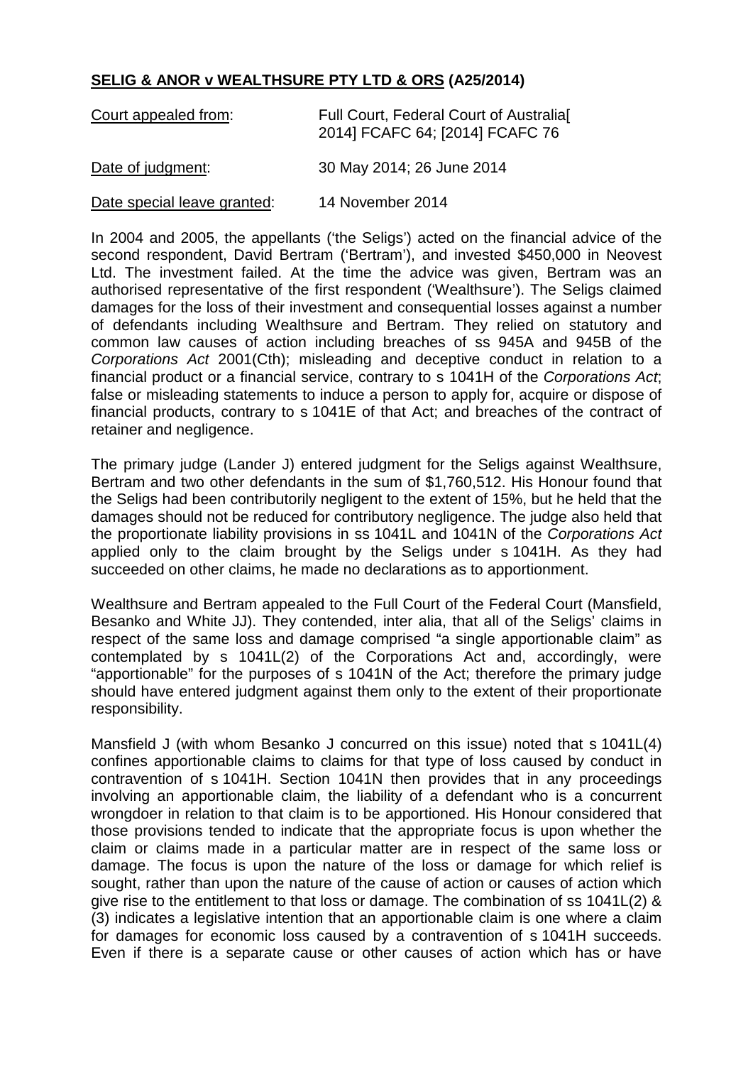**SELIG & ANOR v WEALTHSURE PTY LTD & ORS (A25/2014)**

| Court appealed from: | Full Court, Federal Court of Australia[ 2014] FCAFC 64; [2014] FCAFC 76 |
|---|---|
| Date of judgment: | 30 May 2014; 26 June 2014 |
| Date special leave granted: | 14 November 2014 |

In 2004 and 2005, the appellants ('the Seligs') acted on the financial advice of the second respondent, David Bertram ('Bertram'), and invested $450,000 in Neovest Ltd. The investment failed. At the time the advice was given, Bertram was an authorised representative of the first respondent ('Wealthsure'). The Seligs claimed damages for the loss of their investment and consequential losses against a number of defendants including Wealthsure and Bertram. They relied on statutory and common law causes of action including breaches of ss 945A and 945B of the *Corporations Act* 2001(Cth); misleading and deceptive conduct in relation to a financial product or a financial service, contrary to s 1041H of the *Corporations Act*; false or misleading statements to induce a person to apply for, acquire or dispose of financial products, contrary to s 1041E of that Act; and breaches of the contract of retainer and negligence.

The primary judge (Lander J) entered judgment for the Seligs against Wealthsure, Bertram and two other defendants in the sum of $1,760,512. His Honour found that the Seligs had been contributorily negligent to the extent of 15%, but he held that the damages should not be reduced for contributory negligence. The judge also held that the proportionate liability provisions in ss 1041L and 1041N of the *Corporations Act* applied only to the claim brought by the Seligs under s 1041H. As they had succeeded on other claims, he made no declarations as to apportionment.

Wealthsure and Bertram appealed to the Full Court of the Federal Court (Mansfield, Besanko and White JJ). They contended, inter alia, that all of the Seligs' claims in respect of the same loss and damage comprised "a single apportionable claim" as contemplated by s 1041L(2) of the Corporations Act and, accordingly, were "apportionable" for the purposes of s 1041N of the Act; therefore the primary judge should have entered judgment against them only to the extent of their proportionate responsibility.

Mansfield J (with whom Besanko J concurred on this issue) noted that s 1041L(4) confines apportionable claims to claims for that type of loss caused by conduct in contravention of s 1041H. Section 1041N then provides that in any proceedings involving an apportionable claim, the liability of a defendant who is a concurrent wrongdoer in relation to that claim is to be apportioned. His Honour considered that those provisions tended to indicate that the appropriate focus is upon whether the claim or claims made in a particular matter are in respect of the same loss or damage. The focus is upon the nature of the loss or damage for which relief is sought, rather than upon the nature of the cause of action or causes of action which give rise to the entitlement to that loss or damage. The combination of ss 1041L(2) & (3) indicates a legislative intention that an apportionable claim is one where a claim for damages for economic loss caused by a contravention of s 1041H succeeds. Even if there is a separate cause or other causes of action which has or have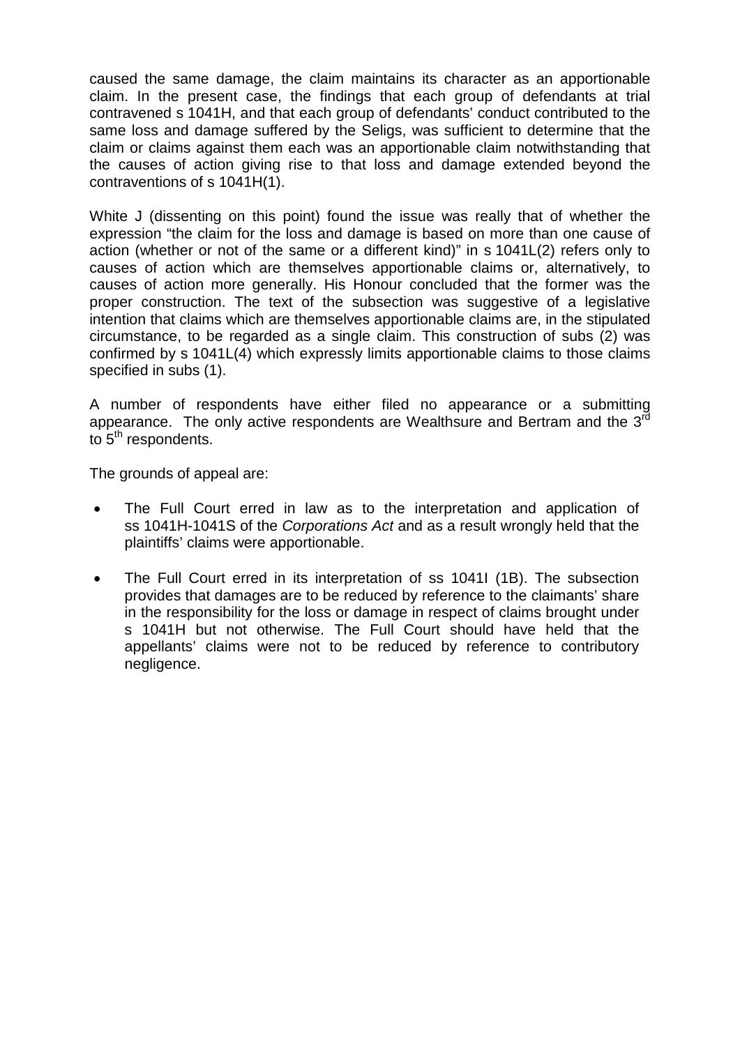caused the same damage, the claim maintains its character as an apportionable claim. In the present case, the findings that each group of defendants at trial contravened s 1041H, and that each group of defendants' conduct contributed to the same loss and damage suffered by the Seligs, was sufficient to determine that the claim or claims against them each was an apportionable claim notwithstanding that the causes of action giving rise to that loss and damage extended beyond the contraventions of s 1041H(1).

White J (dissenting on this point) found the issue was really that of whether the expression "the claim for the loss and damage is based on more than one cause of action (whether or not of the same or a different kind)" in s 1041L(2) refers only to causes of action which are themselves apportionable claims or, alternatively, to causes of action more generally. His Honour concluded that the former was the proper construction. The text of the subsection was suggestive of a legislative intention that claims which are themselves apportionable claims are, in the stipulated circumstance, to be regarded as a single claim. This construction of subs (2) was confirmed by s 1041L(4) which expressly limits apportionable claims to those claims specified in subs (1).

A number of respondents have either filed no appearance or a submitting appearance. The only active respondents are Wealthsure and Bertram and the 3rd to 5th respondents.

The grounds of appeal are:

- The Full Court erred in law as to the interpretation and application of ss 1041H-1041S of the *Corporations Act* and as a result wrongly held that the plaintiffs' claims were apportionable.
- The Full Court erred in its interpretation of ss 1041I (1B). The subsection provides that damages are to be reduced by reference to the claimants' share in the responsibility for the loss or damage in respect of claims brought under s 1041H but not otherwise. The Full Court should have held that the appellants' claims were not to be reduced by reference to contributory negligence.